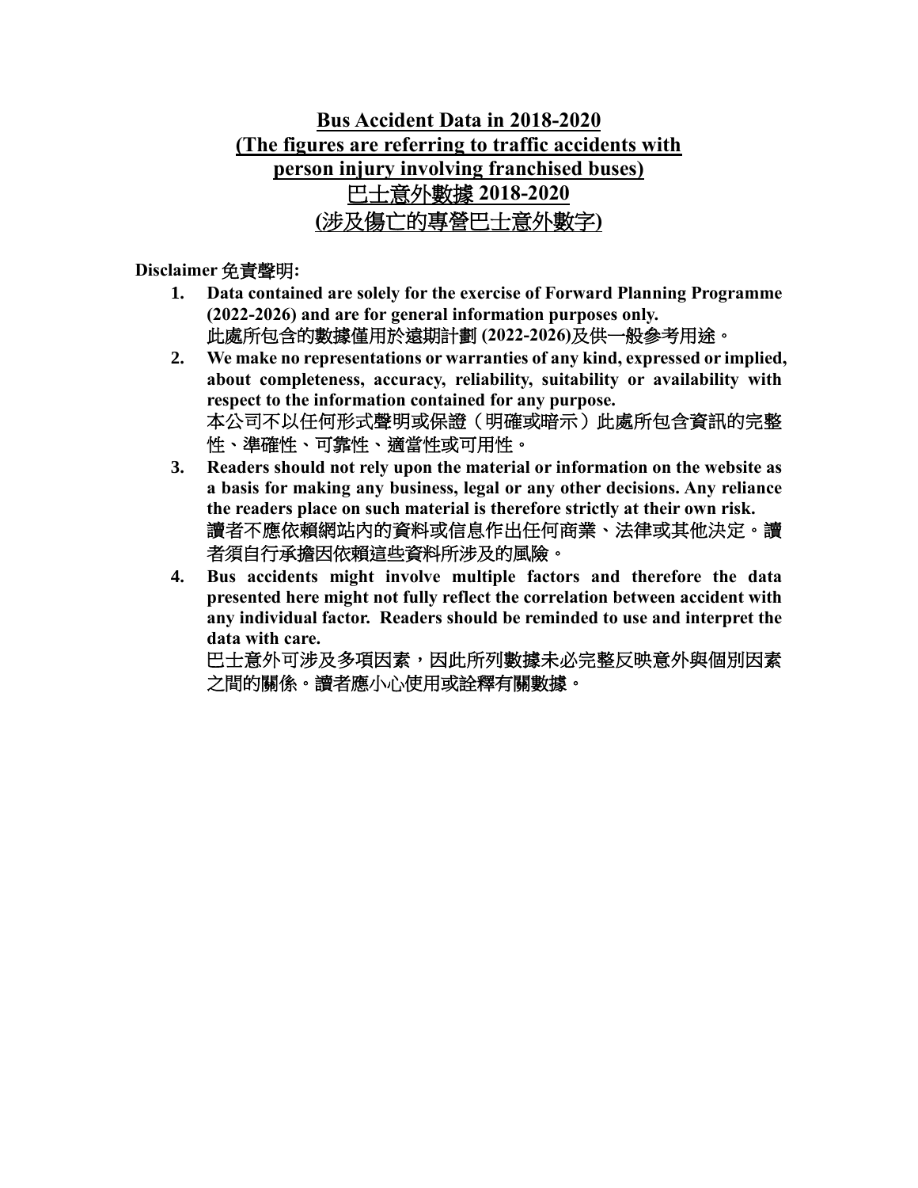# Bus Accident Data in 2018-2020
# (The figures are referring to traffic accidents with person injury involving franchised buses)
# 巴士意外數據 2018-2020
# (涉及傷亡的專營巴士意外數字)

**Disclaimer 免責聲明:**

1. **Data contained are solely for the exercise of Forward Planning Programme (2022-2026) and are for general information purposes only.**
   此處所包含的數據僅用於遠期計劃 **(2022-2026)**及供一般參考用途。
2. **We make no representations or warranties of any kind, expressed or implied, about completeness, accuracy, reliability, suitability or availability with respect to the information contained for any purpose.**
   本公司不以任何形式聲明或保證（明確或暗示）此處所包含資訊的完整性、準確性、可靠性、適當性或可用性。
3. **Readers should not rely upon the material or information on the website as a basis for making any business, legal or any other decisions. Any reliance the readers place on such material is therefore strictly at their own risk.**
   讀者不應依賴網站內的資料或信息作出任何商業、法律或其他決定。讀者須自行承擔因依賴這些資料所涉及的風險。
4. **Bus accidents might involve multiple factors and therefore the data presented here might not fully reflect the correlation between accident with any individual factor. Readers should be reminded to use and interpret the data with care.**
   巴士意外可涉及多項因素，因此所列數據未必完整反映意外與個別因素之間的關係。讀者應小心使用或詮釋有關數據。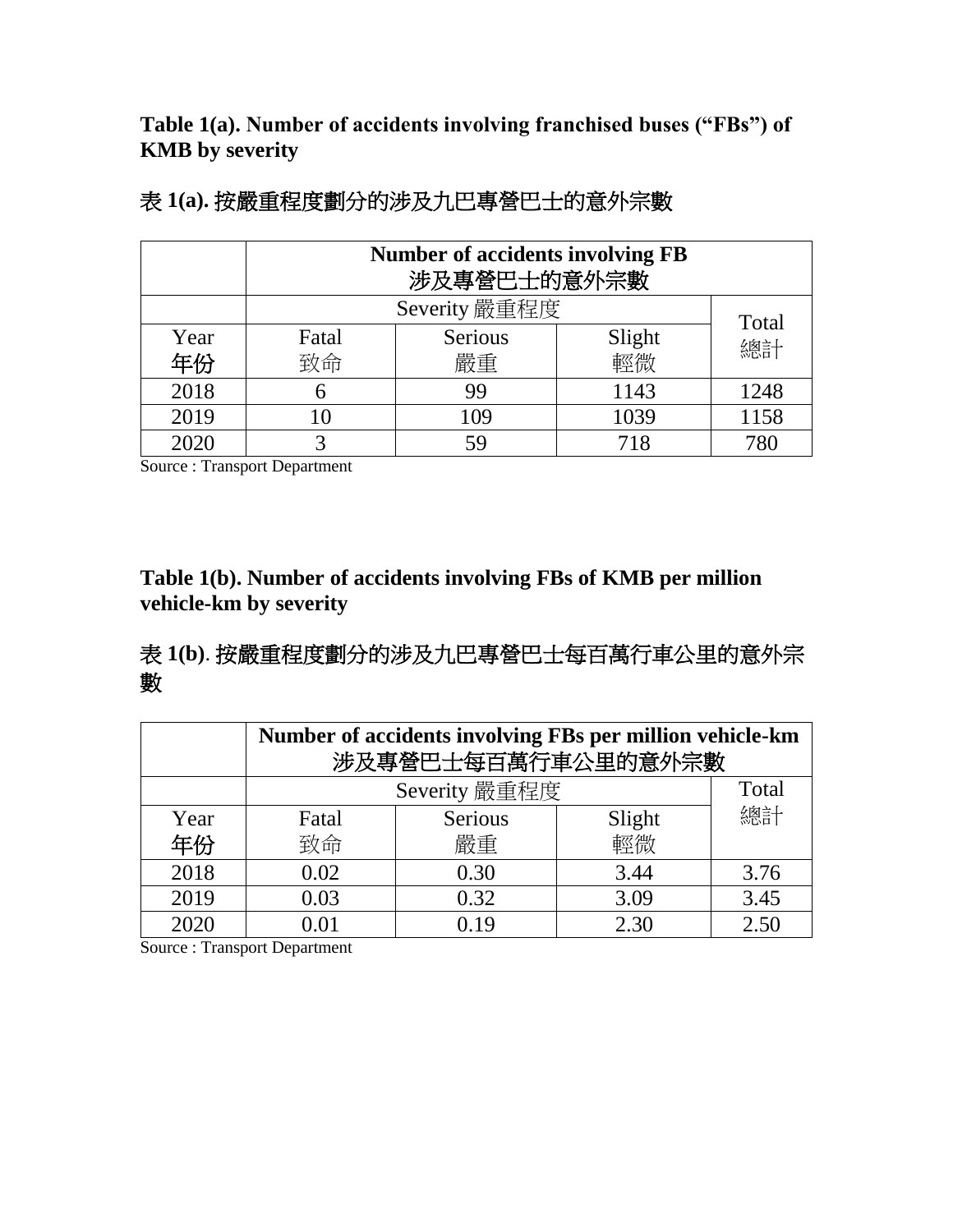**Table 1(a). Number of accidents involving franchised buses ("FBs") of KMB by severity**

表 1(a). 按嚴重程度劃分的涉及九巴專營巴士的意外宗數

| | Number of accidents involving FB 涉及專營巴士的意外宗數 | | | |
|---|---|---|---|---|
| | Severity 嚴重程度 | | | Total 總計 |
| Year 年份 | Fatal 致命 | Serious 嚴重 | Slight 輕微 | |
| 2018 | 6 | 99 | 1143 | 1248 |
| 2019 | 10 | 109 | 1039 | 1158 |
| 2020 | 3 | 59 | 718 | 780 |

Source : Transport Department

**Table 1(b). Number of accidents involving FBs of KMB per million vehicle-km by severity**

表 1(b). 按嚴重程度劃分的涉及九巴專營巴士每百萬行車公里的意外宗數

| | Number of accidents involving FBs per million vehicle-km 涉及專營巴士每百萬行車公里的意外宗數 | | | |
|---|---|---|---|---|
| | Severity 嚴重程度 | | | Total 總計 |
| Year 年份 | Fatal 致命 | Serious 嚴重 | Slight 輕微 | |
| 2018 | 0.02 | 0.30 | 3.44 | 3.76 |
| 2019 | 0.03 | 0.32 | 3.09 | 3.45 |
| 2020 | 0.01 | 0.19 | 2.30 | 2.50 |

Source : Transport Department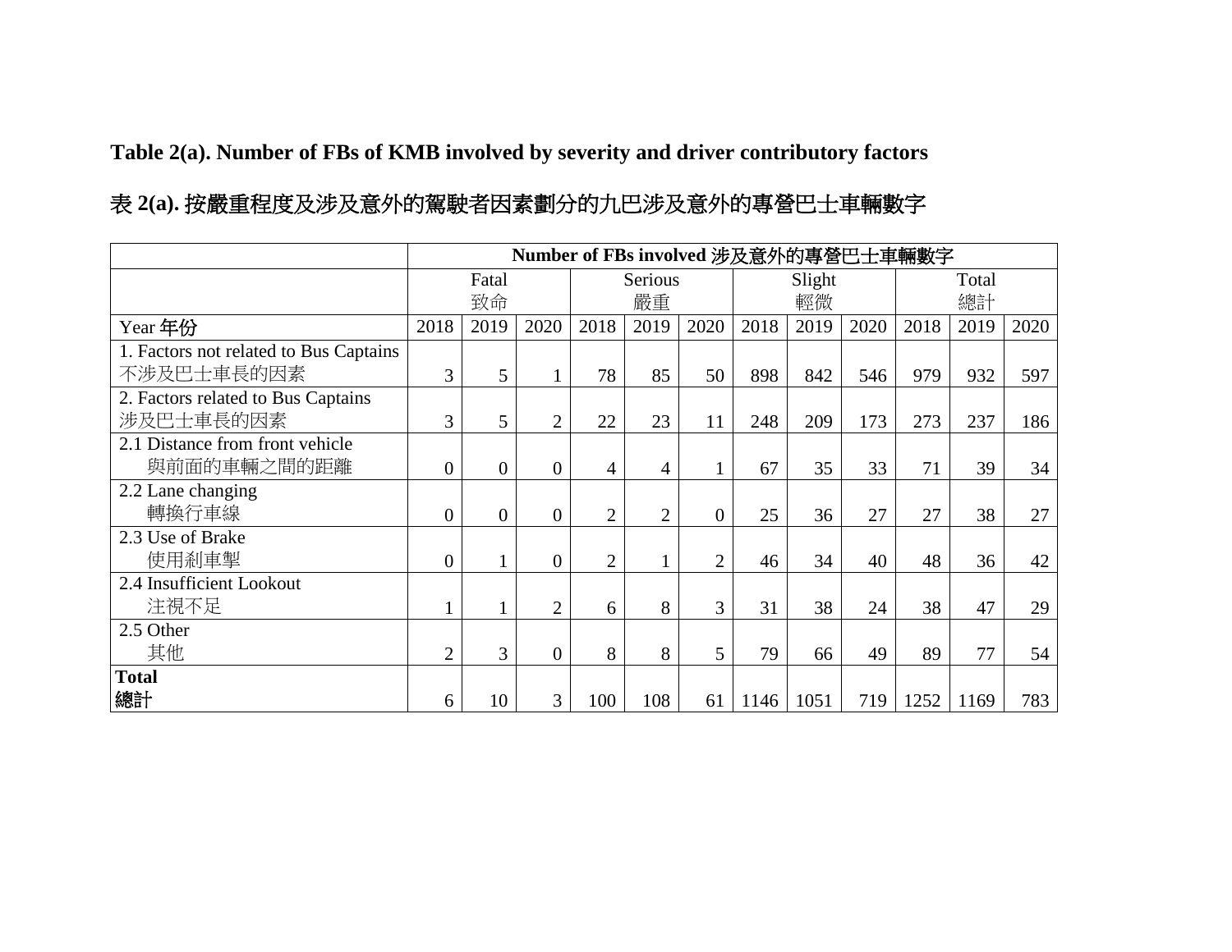**Table 2(a). Number of FBs of KMB involved by severity and driver contributory factors**

**表 2(a). 按嚴重程度及涉及意外的駕駛者因素劃分的九巴涉及意外的專營巴士車輛數字**

| | Number of FBs involved 涉及意外的專營巴士車輛數字 | | | | | | | | | | | |
|---|---|---|---|---|---|---|---|---|---|---|---|---|
| | Fatal 致命 | | | Serious 嚴重 | | | Slight 輕微 | | | Total 總計 | | |
| Year 年份 | 2018 | 2019 | 2020 | 2018 | 2019 | 2020 | 2018 | 2019 | 2020 | 2018 | 2019 | 2020 |
| 1. Factors not related to Bus Captains 不涉及巴士車長的因素 | 3 | 5 | 1 | 78 | 85 | 50 | 898 | 842 | 546 | 979 | 932 | 597 |
| 2. Factors related to Bus Captains 涉及巴士車長的因素 | 3 | 5 | 2 | 22 | 23 | 11 | 248 | 209 | 173 | 273 | 237 | 186 |
| 2.1 Distance from front vehicle 與前面的車輛之間的距離 | 0 | 0 | 0 | 4 | 4 | 1 | 67 | 35 | 33 | 71 | 39 | 34 |
| 2.2 Lane changing 轉換行車線 | 0 | 0 | 0 | 2 | 2 | 0 | 25 | 36 | 27 | 27 | 38 | 27 |
| 2.3 Use of Brake 使用剎車掣 | 0 | 1 | 0 | 2 | 1 | 2 | 46 | 34 | 40 | 48 | 36 | 42 |
| 2.4 Insufficient Lookout 注視不足 | 1 | 1 | 2 | 6 | 8 | 3 | 31 | 38 | 24 | 38 | 47 | 29 |
| 2.5 Other 其他 | 2 | 3 | 0 | 8 | 8 | 5 | 79 | 66 | 49 | 89 | 77 | 54 |
| **Total 總計** | 6 | 10 | 3 | 100 | 108 | 61 | 1146 | 1051 | 719 | 1252 | 1169 | 783 |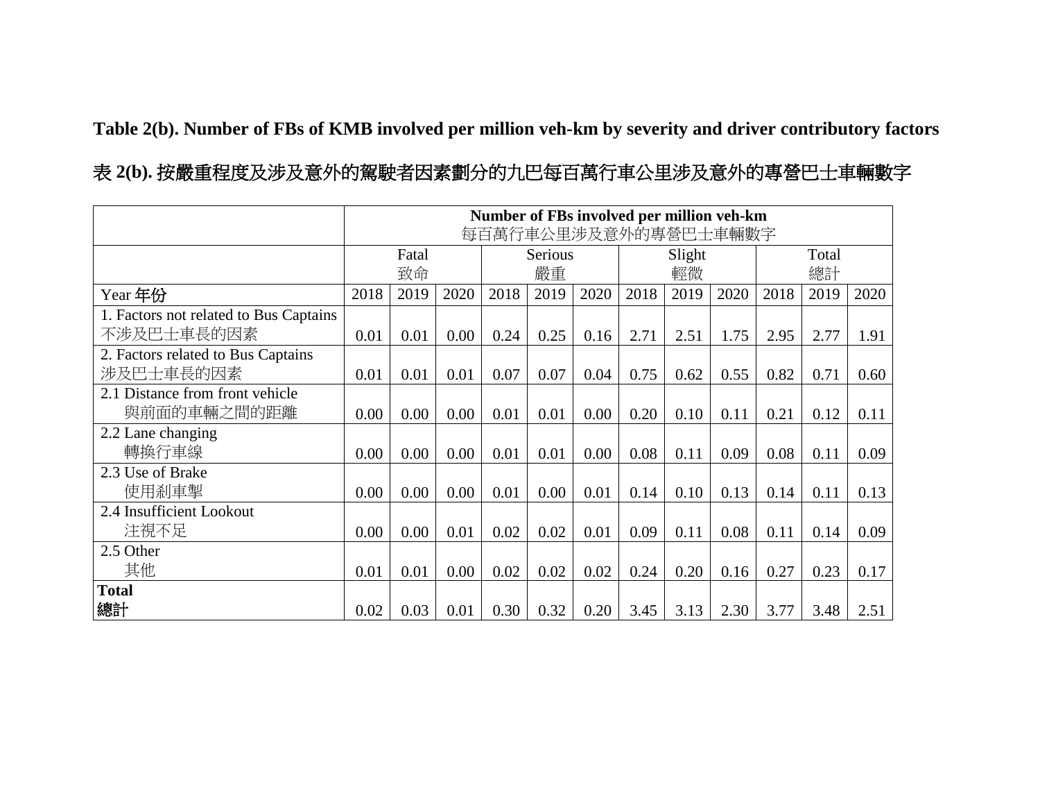**Table 2(b). Number of FBs of KMB involved per million veh-km by severity and driver contributory factors**

**表 2(b). 按嚴重程度及涉及意外的駕駛者因素劃分的九巴每百萬行車公里涉及意外的專營巴士車輛數字**

| | **Number of FBs involved per million veh-km** 每百萬行車公里涉及意外的專營巴士車輛數字 | | | | | | | | | | | |
|---|---|---|---|---|---|---|---|---|---|---|---|---|
| | Fatal 致命 | | | Serious 嚴重 | | | Slight 輕微 | | | Total 總計 | | |
| Year 年份 | 2018 | 2019 | 2020 | 2018 | 2019 | 2020 | 2018 | 2019 | 2020 | 2018 | 2019 | 2020 |
| 1. Factors not related to Bus Captains 不涉及巴士車長的因素 | 0.01 | 0.01 | 0.00 | 0.24 | 0.25 | 0.16 | 2.71 | 2.51 | 1.75 | 2.95 | 2.77 | 1.91 |
| 2. Factors related to Bus Captains 涉及巴士車長的因素 | 0.01 | 0.01 | 0.01 | 0.07 | 0.07 | 0.04 | 0.75 | 0.62 | 0.55 | 0.82 | 0.71 | 0.60 |
| 2.1 Distance from front vehicle 與前面的車輛之間的距離 | 0.00 | 0.00 | 0.00 | 0.01 | 0.01 | 0.00 | 0.20 | 0.10 | 0.11 | 0.21 | 0.12 | 0.11 |
| 2.2 Lane changing 轉換行車線 | 0.00 | 0.00 | 0.00 | 0.01 | 0.01 | 0.00 | 0.08 | 0.11 | 0.09 | 0.08 | 0.11 | 0.09 |
| 2.3 Use of Brake 使用剎車掣 | 0.00 | 0.00 | 0.00 | 0.01 | 0.00 | 0.01 | 0.14 | 0.10 | 0.13 | 0.14 | 0.11 | 0.13 |
| 2.4 Insufficient Lookout 注視不足 | 0.00 | 0.00 | 0.01 | 0.02 | 0.02 | 0.01 | 0.09 | 0.11 | 0.08 | 0.11 | 0.14 | 0.09 |
| 2.5 Other 其他 | 0.01 | 0.01 | 0.00 | 0.02 | 0.02 | 0.02 | 0.24 | 0.20 | 0.16 | 0.27 | 0.23 | 0.17 |
| **Total** 總計 | 0.02 | 0.03 | 0.01 | 0.30 | 0.32 | 0.20 | 3.45 | 3.13 | 2.30 | 3.77 | 3.48 | 2.51 |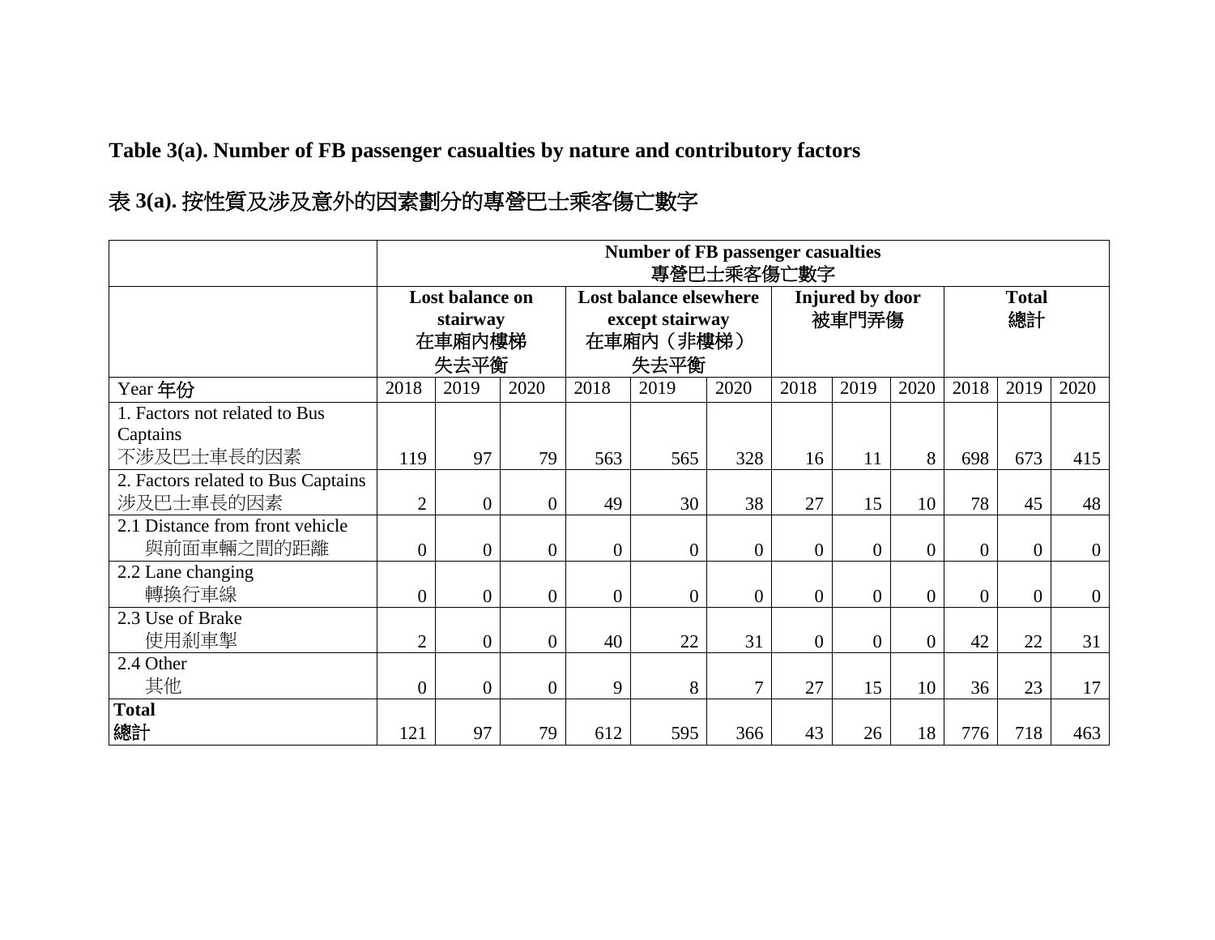**Table 3(a). Number of FB passenger casualties by nature and contributory factors**

**表 3(a).** 按性質及涉及意外的因素劃分的專營巴士乘客傷亡數字

| | **Number of FB passenger casualties** 專營巴士乘客傷亡數字 | | | | | | | | | | | |
|---|---|---|---|---|---|---|---|---|---|---|---|---|
| | **Lost balance on stairway** 在車廂內樓梯失去平衡 | | | **Lost balance elsewhere except stairway** 在車廂內（非樓梯）失去平衡 | | | **Injured by door** 被車門弄傷 | | | **Total** 總計 | | |
| Year 年份 | 2018 | 2019 | 2020 | 2018 | 2019 | 2020 | 2018 | 2019 | 2020 | 2018 | 2019 | 2020 |
| 1. Factors not related to Bus Captains 不涉及巴士車長的因素 | 119 | 97 | 79 | 563 | 565 | 328 | 16 | 11 | 8 | 698 | 673 | 415 |
| 2. Factors related to Bus Captains 涉及巴士車長的因素 | 2 | 0 | 0 | 49 | 30 | 38 | 27 | 15 | 10 | 78 | 45 | 48 |
| 2.1 Distance from front vehicle 與前面車輛之間的距離 | 0 | 0 | 0 | 0 | 0 | 0 | 0 | 0 | 0 | 0 | 0 | 0 |
| 2.2 Lane changing 轉換行車線 | 0 | 0 | 0 | 0 | 0 | 0 | 0 | 0 | 0 | 0 | 0 | 0 |
| 2.3 Use of Brake 使用剎車掣 | 2 | 0 | 0 | 40 | 22 | 31 | 0 | 0 | 0 | 42 | 22 | 31 |
| 2.4 Other 其他 | 0 | 0 | 0 | 9 | 8 | 7 | 27 | 15 | 10 | 36 | 23 | 17 |
| **Total 總計** | 121 | 97 | 79 | 612 | 595 | 366 | 43 | 26 | 18 | 776 | 718 | 463 |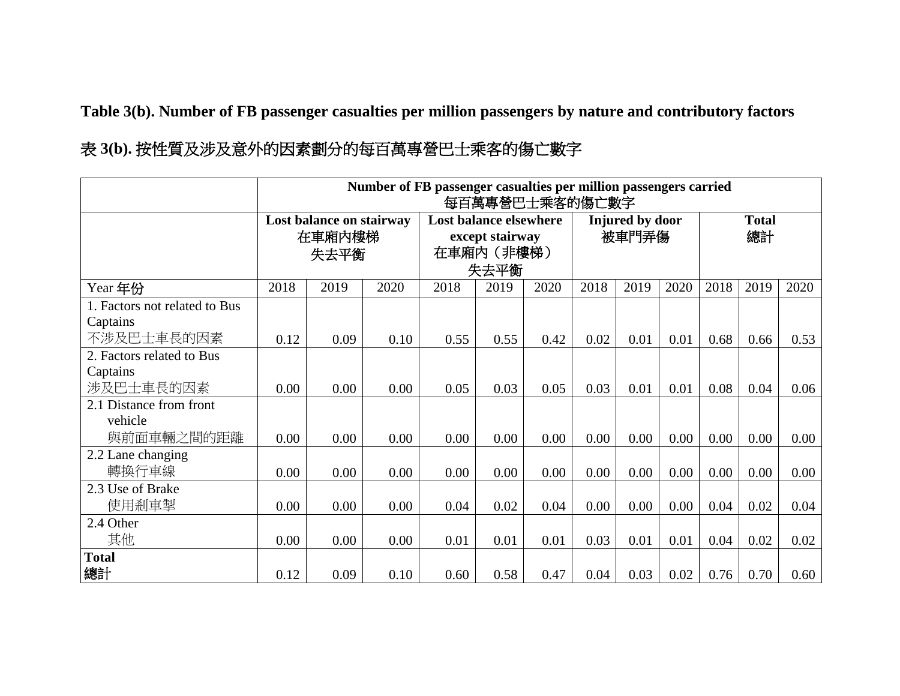**Table 3(b). Number of FB passenger casualties per million passengers by nature and contributory factors**

表 3(b). 按性質及涉及意外的因素劃分的每百萬專營巴士乘客的傷亡數字

| | Number of FB passenger casualties per million passengers carried 每百萬專營巴士乘客的傷亡數字 | | | | | | | | | | | |
|---|---|---|---|---|---|---|---|---|---|---|---|---|
| | **Lost balance on stairway** 在車廂內樓梯失去平衡 | | | **Lost balance elsewhere except stairway** 在車廂內（非樓梯）失去平衡 | | | **Injured by door** 被車門弄傷 | | | **Total** 總計 | | |
| Year 年份 | 2018 | 2019 | 2020 | 2018 | 2019 | 2020 | 2018 | 2019 | 2020 | 2018 | 2019 | 2020 |
| 1. Factors not related to Bus Captains 不涉及巴士車長的因素 | 0.12 | 0.09 | 0.10 | 0.55 | 0.55 | 0.42 | 0.02 | 0.01 | 0.01 | 0.68 | 0.66 | 0.53 |
| 2. Factors related to Bus Captains 涉及巴士車長的因素 | 0.00 | 0.00 | 0.00 | 0.05 | 0.03 | 0.05 | 0.03 | 0.01 | 0.01 | 0.08 | 0.04 | 0.06 |
| 2.1 Distance from front vehicle 與前面車輛之間的距離 | 0.00 | 0.00 | 0.00 | 0.00 | 0.00 | 0.00 | 0.00 | 0.00 | 0.00 | 0.00 | 0.00 | 0.00 |
| 2.2 Lane changing 轉換行車線 | 0.00 | 0.00 | 0.00 | 0.00 | 0.00 | 0.00 | 0.00 | 0.00 | 0.00 | 0.00 | 0.00 | 0.00 |
| 2.3 Use of Brake 使用刹車掣 | 0.00 | 0.00 | 0.00 | 0.04 | 0.02 | 0.04 | 0.00 | 0.00 | 0.00 | 0.04 | 0.02 | 0.04 |
| 2.4 Other 其他 | 0.00 | 0.00 | 0.00 | 0.01 | 0.01 | 0.01 | 0.03 | 0.01 | 0.01 | 0.04 | 0.02 | 0.02 |
| **Total 總計** | 0.12 | 0.09 | 0.10 | 0.60 | 0.58 | 0.47 | 0.04 | 0.03 | 0.02 | 0.76 | 0.70 | 0.60 |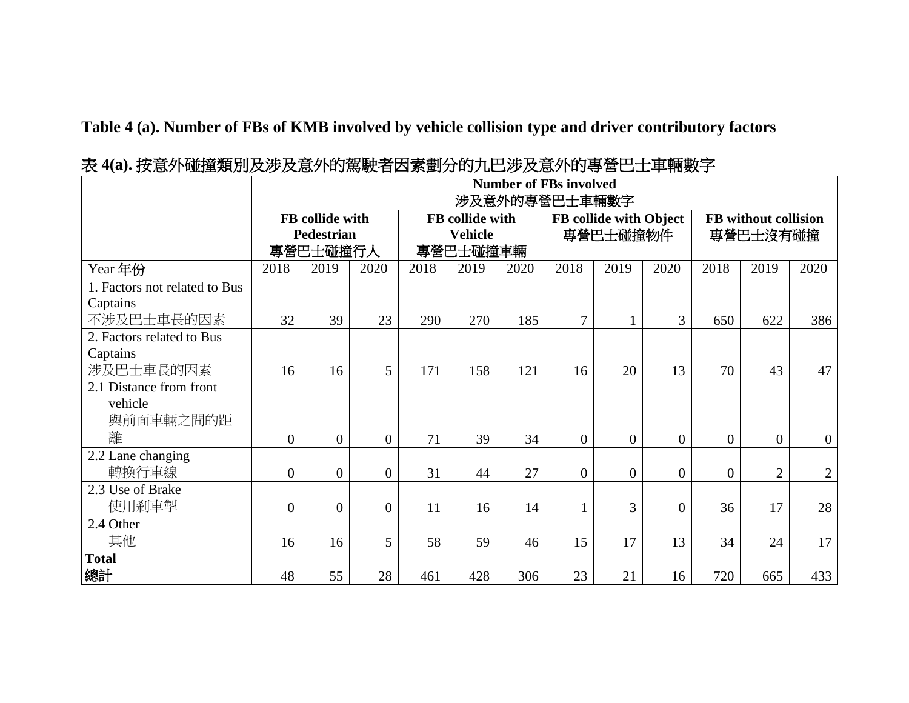**Table 4 (a). Number of FBs of KMB involved by vehicle collision type and driver contributory factors**

**表 4(a).** 按意外碰撞類別及涉及意外的駕駛者因素劃分的九巴涉及意外的專營巴士車輛數字

| | **Number of FBs involved**<br>涉及意外的專營巴士車輛數字 | | | | | | | | | | | |
|---|---|---|---|---|---|---|---|---|---|---|---|---|
| | **FB collide with Pedestrian**<br>專營巴士碰撞行人 | | | **FB collide with Vehicle**<br>專營巴士碰撞車輛 | | | **FB collide with Object**<br>專營巴士碰撞物件 | | | **FB without collision**<br>專營巴士沒有碰撞 | | |
| Year 年份 | 2018 | 2019 | 2020 | 2018 | 2019 | 2020 | 2018 | 2019 | 2020 | 2018 | 2019 | 2020 |
| 1. Factors not related to Bus Captains<br>不涉及巴士車長的因素 | 32 | 39 | 23 | 290 | 270 | 185 | 7 | 1 | 3 | 650 | 622 | 386 |
| 2. Factors related to Bus Captains<br>涉及巴士車長的因素 | 16 | 16 | 5 | 171 | 158 | 121 | 16 | 20 | 13 | 70 | 43 | 47 |
| 2.1 Distance from front vehicle<br>與前面車輛之間的距離 | 0 | 0 | 0 | 71 | 39 | 34 | 0 | 0 | 0 | 0 | 0 | 0 |
| 2.2 Lane changing<br>轉換行車線 | 0 | 0 | 0 | 31 | 44 | 27 | 0 | 0 | 0 | 0 | 2 | 2 |
| 2.3 Use of Brake<br>使用剎車掣 | 0 | 0 | 0 | 11 | 16 | 14 | 1 | 3 | 0 | 36 | 17 | 28 |
| 2.4 Other<br>其他 | 16 | 16 | 5 | 58 | 59 | 46 | 15 | 17 | 13 | 34 | 24 | 17 |
| **Total**<br>**總計** | 48 | 55 | 28 | 461 | 428 | 306 | 23 | 21 | 16 | 720 | 665 | 433 |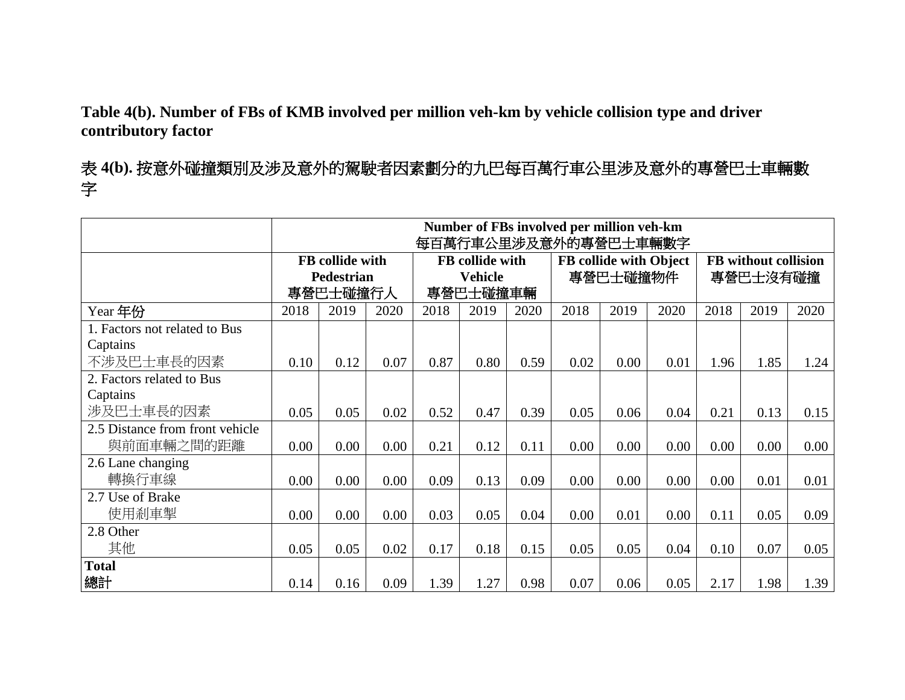**Table 4(b). Number of FBs of KMB involved per million veh-km by vehicle collision type and driver contributory factor**

表 **4(b).** 按意外碰撞類別及涉及意外的駕駛者因素劃分的九巴每百萬行車公里涉及意外的專營巴士車輛數字

| | **Number of FBs involved per million veh-km** 每百萬行車公里涉及意外的專營巴士車輛數字 | | | | | | | | | | | |
|---|---|---|---|---|---|---|---|---|---|---|---|---|
| | **FB collide with Pedestrian** 專營巴士碰撞行人 | | | **FB collide with Vehicle** 專營巴士碰撞車輛 | | | **FB collide with Object** 專營巴士碰撞物件 | | | **FB without collision** 專營巴士沒有碰撞 | | |
| Year 年份 | 2018 | 2019 | 2020 | 2018 | 2019 | 2020 | 2018 | 2019 | 2020 | 2018 | 2019 | 2020 |
| 1. Factors not related to Bus Captains 不涉及巴士車長的因素 | 0.10 | 0.12 | 0.07 | 0.87 | 0.80 | 0.59 | 0.02 | 0.00 | 0.01 | 1.96 | 1.85 | 1.24 |
| 2. Factors related to Bus Captains 涉及巴士車長的因素 | 0.05 | 0.05 | 0.02 | 0.52 | 0.47 | 0.39 | 0.05 | 0.06 | 0.04 | 0.21 | 0.13 | 0.15 |
| 2.5 Distance from front vehicle 與前面車輛之間的距離 | 0.00 | 0.00 | 0.00 | 0.21 | 0.12 | 0.11 | 0.00 | 0.00 | 0.00 | 0.00 | 0.00 | 0.00 |
| 2.6 Lane changing 轉換行車線 | 0.00 | 0.00 | 0.00 | 0.09 | 0.13 | 0.09 | 0.00 | 0.00 | 0.00 | 0.00 | 0.01 | 0.01 |
| 2.7 Use of Brake 使用剎車掣 | 0.00 | 0.00 | 0.00 | 0.03 | 0.05 | 0.04 | 0.00 | 0.01 | 0.00 | 0.11 | 0.05 | 0.09 |
| 2.8 Other 其他 | 0.05 | 0.05 | 0.02 | 0.17 | 0.18 | 0.15 | 0.05 | 0.05 | 0.04 | 0.10 | 0.07 | 0.05 |
| **Total 總計** | 0.14 | 0.16 | 0.09 | 1.39 | 1.27 | 0.98 | 0.07 | 0.06 | 0.05 | 2.17 | 1.98 | 1.39 |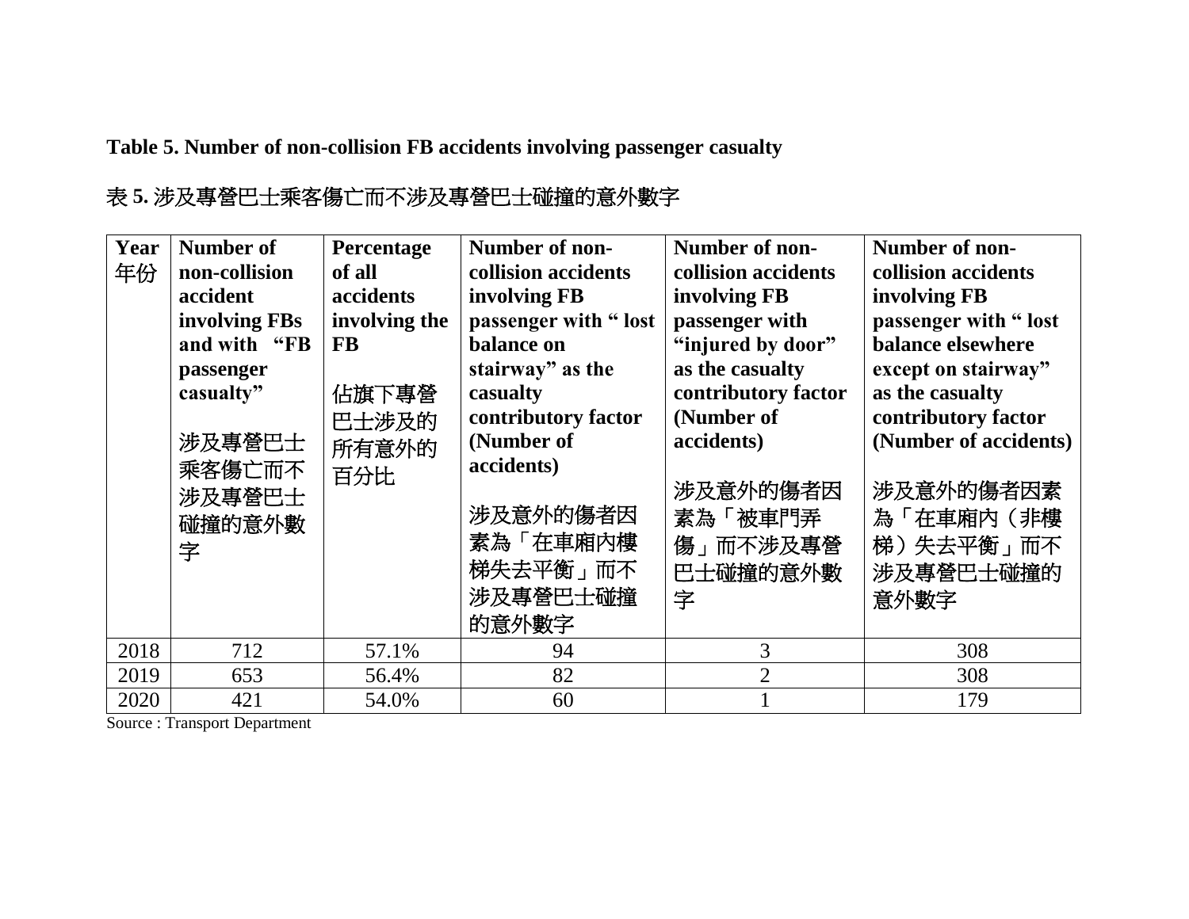**Table 5. Number of non-collision FB accidents involving passenger casualty**

**表 5.** 涉及專營巴士乘客傷亡而不涉及專營巴士碰撞的意外數字

| Year 年份 | **Number of non-collision accident involving FBs and with "FB passenger casualty"** 涉及專營巴士乘客傷亡而不涉及專營巴士碰撞的意外數字 | **Percentage of all accidents involving the FB** 佔旗下專營巴士涉及的所有意外的百分比 | **Number of non-collision accidents involving FB passenger with " lost balance on stairway" as the casualty contributory factor (Number of accidents)** 涉及意外的傷者因素為「在車廂內樓梯失去平衡」而不涉及專營巴士碰撞的意外數字 | **Number of non-collision accidents involving FB passenger with "injured by door" as the casualty contributory factor (Number of accidents)** 涉及意外的傷者因素為「被車門弄傷」而不涉及專營巴士碰撞的意外數字 | **Number of non-collision accidents involving FB passenger with " lost balance elsewhere except on stairway" as the casualty contributory factor (Number of accidents)** 涉及意外的傷者因素為「在車廂內（非樓梯）失去平衡」而不涉及專營巴士碰撞的意外數字 |
|---|---|---|---|---|---|
| 2018 | 712 | 57.1% | 94 | 3 | 308 |
| 2019 | 653 | 56.4% | 82 | 2 | 308 |
| 2020 | 421 | 54.0% | 60 | 1 | 179 |

Source : Transport Department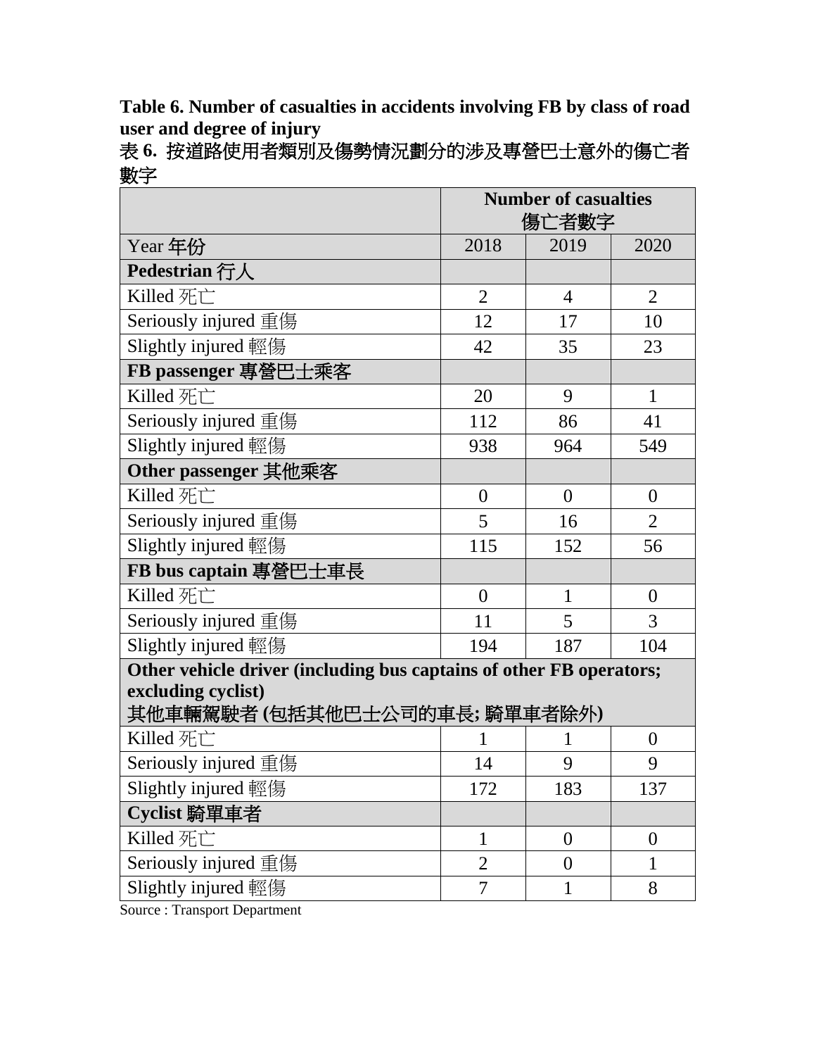**Table 6. Number of casualties in accidents involving FB by class of road user and degree of injury**

表 **6.** 按道路使用者類別及傷勢情況劃分的涉及專營巴士意外的傷亡者數字

| | **Number of casualties 傷亡者數字** | | |
|---|---|---|---|
| Year 年份 | 2018 | 2019 | 2020 |
| **Pedestrian 行人** | | | |
| Killed 死亡 | 2 | 4 | 2 |
| Seriously injured 重傷 | 12 | 17 | 10 |
| Slightly injured 輕傷 | 42 | 35 | 23 |
| **FB passenger 專營巴士乘客** | | | |
| Killed 死亡 | 20 | 9 | 1 |
| Seriously injured 重傷 | 112 | 86 | 41 |
| Slightly injured 輕傷 | 938 | 964 | 549 |
| **Other passenger 其他乘客** | | | |
| Killed 死亡 | 0 | 0 | 0 |
| Seriously injured 重傷 | 5 | 16 | 2 |
| Slightly injured 輕傷 | 115 | 152 | 56 |
| **FB bus captain 專營巴士車長** | | | |
| Killed 死亡 | 0 | 1 | 0 |
| Seriously injured 重傷 | 11 | 5 | 3 |
| Slightly injured 輕傷 | 194 | 187 | 104 |
| **Other vehicle driver (including bus captains of other FB operators; excluding cyclist) 其他車輛駕駛者 (包括其他巴士公司的車長; 騎單車者除外)** | | | |
| Killed 死亡 | 1 | 1 | 0 |
| Seriously injured 重傷 | 14 | 9 | 9 |
| Slightly injured 輕傷 | 172 | 183 | 137 |
| **Cyclist 騎單車者** | | | |
| Killed 死亡 | 1 | 0 | 0 |
| Seriously injured 重傷 | 2 | 0 | 1 |
| Slightly injured 輕傷 | 7 | 1 | 8 |

Source : Transport Department